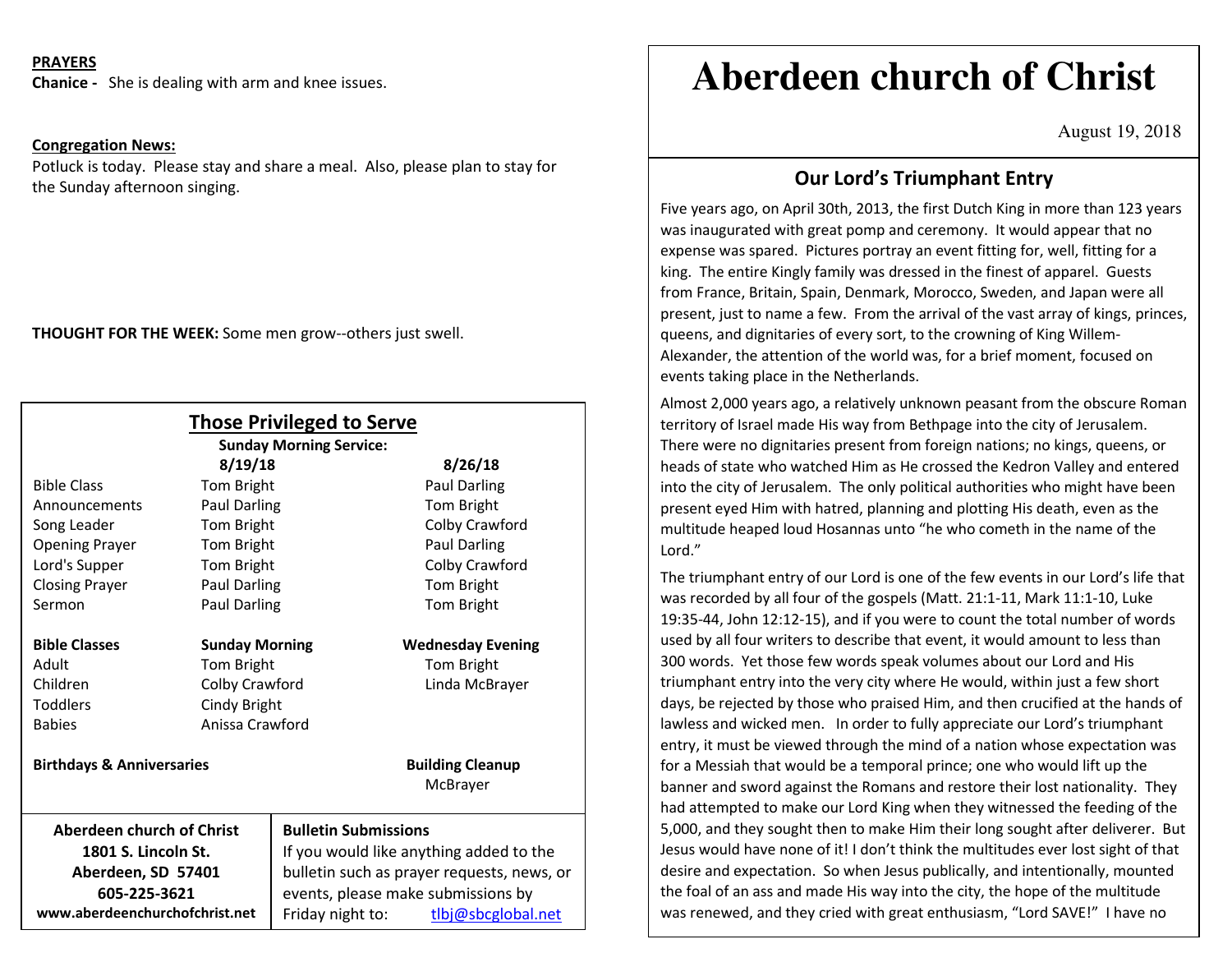**PRAYERS**

**Chanice -** She is dealing with arm and knee issues.

**Congregation News:**

Potluck is today. Please stay and share a meal. Also, please plan to stay for the Sunday afternoon singing.

**THOUGHT FOR THE WEEK:** Some men grow--others just swell.

## Those Privileged to Serve

**Sunday Morning Service:**

| | 8/19/18 | 8/26/18 |
|---|---|---|
| Bible Class | Tom Bright | Paul Darling |
| Announcements | Paul Darling | Tom Bright |
| Song Leader | Tom Bright | Colby Crawford |
| Opening Prayer | Tom Bright | Paul Darling |
| Lord's Supper | Tom Bright | Colby Crawford |
| Closing Prayer | Paul Darling | Tom Bright |
| Sermon | Paul Darling | Tom Bright |

| **Bible Classes** | **Sunday Morning** | **Wednesday Evening** |
|---|---|---|
| Adult | Tom Bright | Tom Bright |
| Children | Colby Crawford | Linda McBrayer |
| Toddlers | Cindy Bright | |
| Babies | Anissa Crawford | |

**Birthdays & Anniversaries**

**Building Cleanup**
McBrayer

**Aberdeen church of Christ**
**1801 S. Lincoln St.**
**Aberdeen, SD 57401**
**605-225-3621**
**www.aberdeenchurchofchrist.net**

**Bulletin Submissions**
If you would like anything added to the bulletin such as prayer requests, news, or events, please make submissions by Friday night to: tlbj@sbcglobal.net

# Aberdeen church of Christ

August 19, 2018

## Our Lord's Triumphant Entry

Five years ago, on April 30th, 2013, the first Dutch King in more than 123 years was inaugurated with great pomp and ceremony. It would appear that no expense was spared. Pictures portray an event fitting for, well, fitting for a king. The entire Kingly family was dressed in the finest of apparel. Guests from France, Britain, Spain, Denmark, Morocco, Sweden, and Japan were all present, just to name a few. From the arrival of the vast array of kings, princes, queens, and dignitaries of every sort, to the crowning of King Willem-Alexander, the attention of the world was, for a brief moment, focused on events taking place in the Netherlands.

Almost 2,000 years ago, a relatively unknown peasant from the obscure Roman territory of Israel made His way from Bethpage into the city of Jerusalem. There were no dignitaries present from foreign nations; no kings, queens, or heads of state who watched Him as He crossed the Kedron Valley and entered into the city of Jerusalem. The only political authorities who might have been present eyed Him with hatred, planning and plotting His death, even as the multitude heaped loud Hosannas unto "he who cometh in the name of the Lord."

The triumphant entry of our Lord is one of the few events in our Lord's life that was recorded by all four of the gospels (Matt. 21:1-11, Mark 11:1-10, Luke 19:35-44, John 12:12-15), and if you were to count the total number of words used by all four writers to describe that event, it would amount to less than 300 words. Yet those few words speak volumes about our Lord and His triumphant entry into the very city where He would, within just a few short days, be rejected by those who praised Him, and then crucified at the hands of lawless and wicked men. In order to fully appreciate our Lord's triumphant entry, it must be viewed through the mind of a nation whose expectation was for a Messiah that would be a temporal prince; one who would lift up the banner and sword against the Romans and restore their lost nationality. They had attempted to make our Lord King when they witnessed the feeding of the 5,000, and they sought then to make Him their long sought after deliverer. But Jesus would have none of it! I don't think the multitudes ever lost sight of that desire and expectation. So when Jesus publically, and intentionally, mounted the foal of an ass and made His way into the city, the hope of the multitude was renewed, and they cried with great enthusiasm, "Lord SAVE!" I have no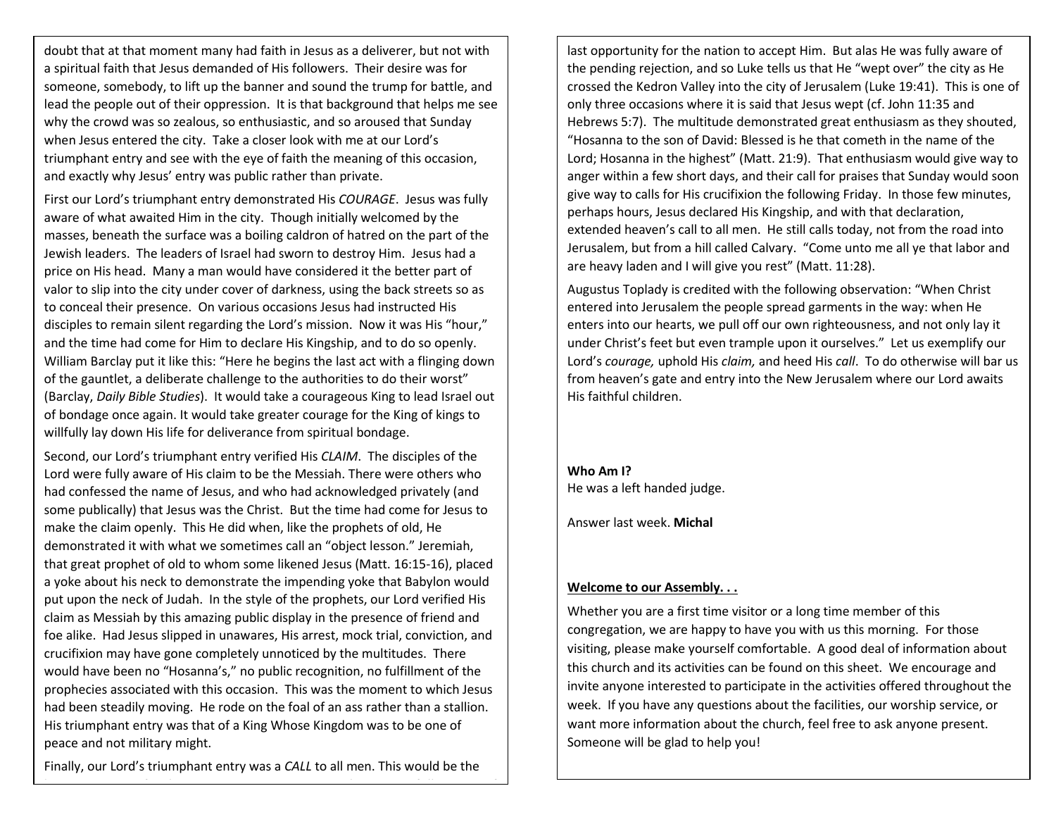doubt that at that moment many had faith in Jesus as a deliverer, but not with a spiritual faith that Jesus demanded of His followers. Their desire was for someone, somebody, to lift up the banner and sound the trump for battle, and lead the people out of their oppression. It is that background that helps me see why the crowd was so zealous, so enthusiastic, and so aroused that Sunday when Jesus entered the city. Take a closer look with me at our Lord's triumphant entry and see with the eye of faith the meaning of this occasion, and exactly why Jesus' entry was public rather than private.

First our Lord's triumphant entry demonstrated His *COURAGE*. Jesus was fully aware of what awaited Him in the city. Though initially welcomed by the masses, beneath the surface was a boiling caldron of hatred on the part of the Jewish leaders. The leaders of Israel had sworn to destroy Him. Jesus had a price on His head. Many a man would have considered it the better part of valor to slip into the city under cover of darkness, using the back streets so as to conceal their presence. On various occasions Jesus had instructed His disciples to remain silent regarding the Lord's mission. Now it was His "hour," and the time had come for Him to declare His Kingship, and to do so openly. William Barclay put it like this: "Here he begins the last act with a flinging down of the gauntlet, a deliberate challenge to the authorities to do their worst" (Barclay, *Daily Bible Studies*). It would take a courageous King to lead Israel out of bondage once again. It would take greater courage for the King of kings to willfully lay down His life for deliverance from spiritual bondage.

Second, our Lord's triumphant entry verified His *CLAIM*. The disciples of the Lord were fully aware of His claim to be the Messiah. There were others who had confessed the name of Jesus, and who had acknowledged privately (and some publically) that Jesus was the Christ. But the time had come for Jesus to make the claim openly. This He did when, like the prophets of old, He demonstrated it with what we sometimes call an "object lesson." Jeremiah, that great prophet of old to whom some likened Jesus (Matt. 16:15-16), placed a yoke about his neck to demonstrate the impending yoke that Babylon would put upon the neck of Judah. In the style of the prophets, our Lord verified His claim as Messiah by this amazing public display in the presence of friend and foe alike. Had Jesus slipped in unawares, His arrest, mock trial, conviction, and crucifixion may have gone completely unnoticed by the multitudes. There would have been no "Hosanna's," no public recognition, no fulfillment of the prophecies associated with this occasion. This was the moment to which Jesus had been steadily moving. He rode on the foal of an ass rather than a stallion. His triumphant entry was that of a King Whose Kingdom was to be one of peace and not military might.

Finally, our Lord's triumphant entry was a *CALL* to all men. This would be the last opportunity for the nation to accept Him. But alas He was fully aware of the pending rejection, and so Luke tells us that He "wept over" the city as He crossed the Kedron Valley into the city of Jerusalem (Luke 19:41). This is one of only three occasions where it is said that Jesus wept (cf. John 11:35 and Hebrews 5:7). The multitude demonstrated great enthusiasm as they shouted, "Hosanna to the son of David: Blessed is he that cometh in the name of the Lord; Hosanna in the highest" (Matt. 21:9). That enthusiasm would give way to anger within a few short days, and their call for praises that Sunday would soon give way to calls for His crucifixion the following Friday. In those few minutes, perhaps hours, Jesus declared His Kingship, and with that declaration, extended heaven's call to all men. He still calls today, not from the road into Jerusalem, but from a hill called Calvary. "Come unto me all ye that labor and are heavy laden and I will give you rest" (Matt. 11:28).

Augustus Toplady is credited with the following observation: "When Christ entered into Jerusalem the people spread garments in the way: when He enters into our hearts, we pull off our own righteousness, and not only lay it under Christ's feet but even trample upon it ourselves." Let us exemplify our Lord's *courage,* uphold His *claim,* and heed His *call*. To do otherwise will bar us from heaven's gate and entry into the New Jerusalem where our Lord awaits His faithful children.

**Who Am I?**
He was a left handed judge.

Answer last week. **Michal**

**Welcome to our Assembly. . .**

Whether you are a first time visitor or a long time member of this congregation, we are happy to have you with us this morning. For those visiting, please make yourself comfortable. A good deal of information about this church and its activities can be found on this sheet. We encourage and invite anyone interested to participate in the activities offered throughout the week. If you have any questions about the facilities, our worship service, or want more information about the church, feel free to ask anyone present. Someone will be glad to help you!